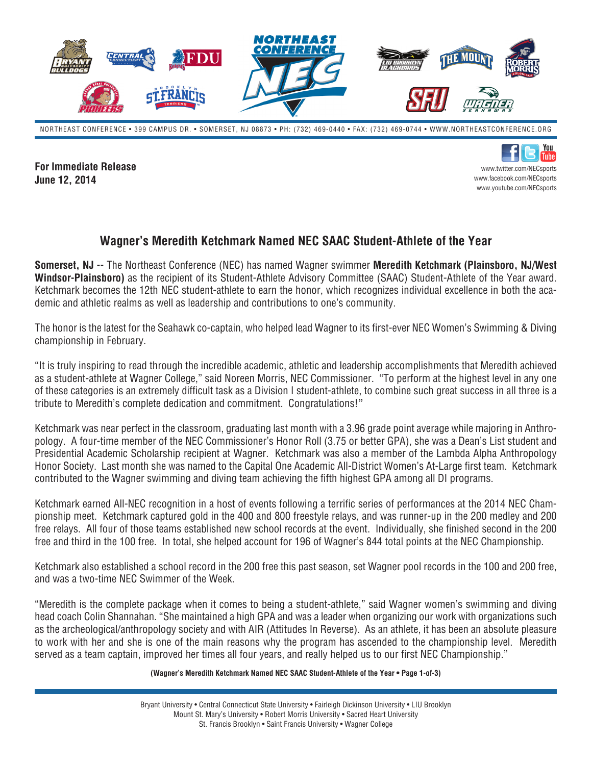NORTHEAST CONFERENCE • 399 CAMPUS DR. • SOMERSET, NJ 08873 • PH: (732) 469-0440 • FAX: (732) 469-0744 • WWW.NORTHEASTCONFERENCE.ORG

**For Immediate Release**
**June 12, 2014**

www.twitter.com/NECsports
www.facebook.com/NECsports
www.youtube.com/NECsports

## Wagner's Meredith Ketchmark Named NEC SAAC Student-Athlete of the Year

**Somerset, NJ --** The Northeast Conference (NEC) has named Wagner swimmer **Meredith Ketchmark (Plainsboro, NJ/West Windsor-Plainsboro)** as the recipient of its Student-Athlete Advisory Committee (SAAC) Student-Athlete of the Year award. Ketchmark becomes the 12th NEC student-athlete to earn the honor, which recognizes individual excellence in both the academic and athletic realms as well as leadership and contributions to one's community.

The honor is the latest for the Seahawk co-captain, who helped lead Wagner to its first-ever NEC Women's Swimming & Diving championship in February.

"It is truly inspiring to read through the incredible academic, athletic and leadership accomplishments that Meredith achieved as a student-athlete at Wagner College," said Noreen Morris, NEC Commissioner. "To perform at the highest level in any one of these categories is an extremely difficult task as a Division I student-athlete, to combine such great success in all three is a tribute to Meredith's complete dedication and commitment. Congratulations!"

Ketchmark was near perfect in the classroom, graduating last month with a 3.96 grade point average while majoring in Anthropology. A four-time member of the NEC Commissioner's Honor Roll (3.75 or better GPA), she was a Dean's List student and Presidential Academic Scholarship recipient at Wagner. Ketchmark was also a member of the Lambda Alpha Anthropology Honor Society. Last month she was named to the Capital One Academic All-District Women's At-Large first team. Ketchmark contributed to the Wagner swimming and diving team achieving the fifth highest GPA among all DI programs.

Ketchmark earned All-NEC recognition in a host of events following a terrific series of performances at the 2014 NEC Championship meet. Ketchmark captured gold in the 400 and 800 freestyle relays, and was runner-up in the 200 medley and 200 free relays. All four of those teams established new school records at the event. Individually, she finished second in the 200 free and third in the 100 free. In total, she helped account for 196 of Wagner's 844 total points at the NEC Championship.

Ketchmark also established a school record in the 200 free this past season, set Wagner pool records in the 100 and 200 free, and was a two-time NEC Swimmer of the Week.

"Meredith is the complete package when it comes to being a student-athlete," said Wagner women's swimming and diving head coach Colin Shannahan. "She maintained a high GPA and was a leader when organizing our work with organizations such as the archeological/anthropology society and with AIR (Attitudes In Reverse). As an athlete, it has been an absolute pleasure to work with her and she is one of the main reasons why the program has ascended to the championship level. Meredith served as a team captain, improved her times all four years, and really helped us to our first NEC Championship."

Bryant University • Central Connecticut State University • Fairleigh Dickinson University • LIU Brooklyn
Mount St. Mary's University • Robert Morris University • Sacred Heart University
St. Francis Brooklyn • Saint Francis University • Wagner College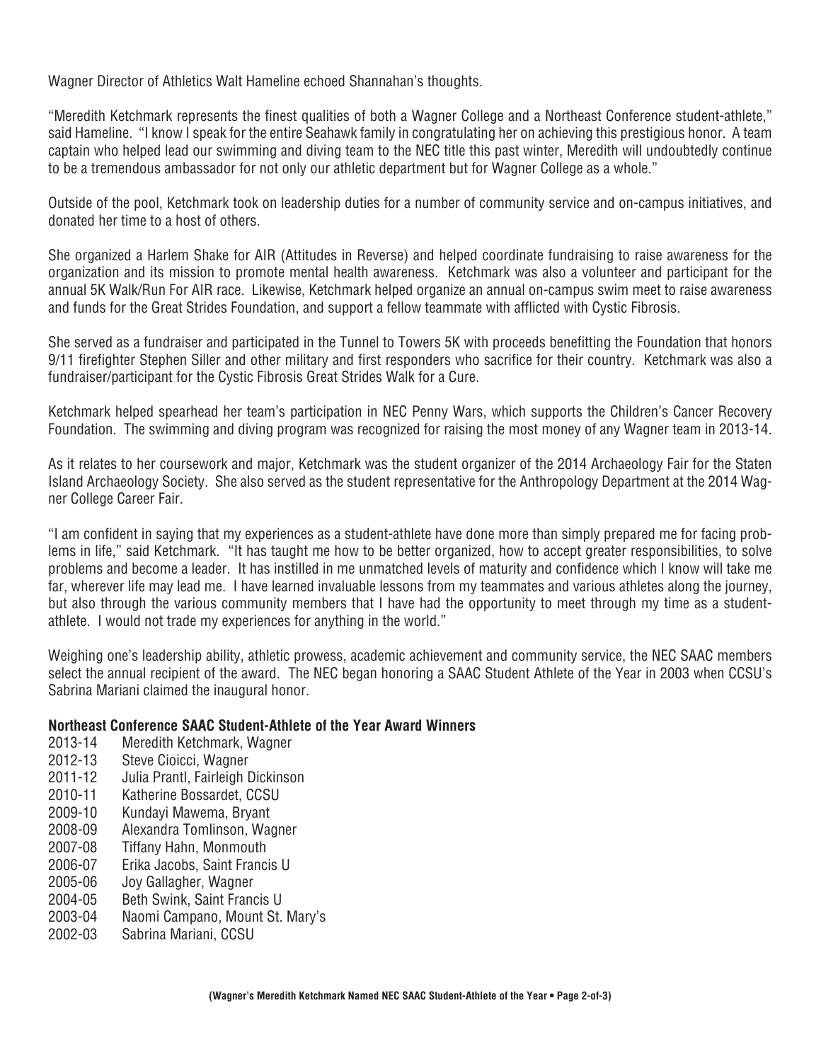Wagner Director of Athletics Walt Hameline echoed Shannahan's thoughts.

"Meredith Ketchmark represents the finest qualities of both a Wagner College and a Northeast Conference student-athlete," said Hameline. "I know I speak for the entire Seahawk family in congratulating her on achieving this prestigious honor. A team captain who helped lead our swimming and diving team to the NEC title this past winter, Meredith will undoubtedly continue to be a tremendous ambassador for not only our athletic department but for Wagner College as a whole."

Outside of the pool, Ketchmark took on leadership duties for a number of community service and on-campus initiatives, and donated her time to a host of others.

She organized a Harlem Shake for AIR (Attitudes in Reverse) and helped coordinate fundraising to raise awareness for the organization and its mission to promote mental health awareness. Ketchmark was also a volunteer and participant for the annual 5K Walk/Run For AIR race. Likewise, Ketchmark helped organize an annual on-campus swim meet to raise awareness and funds for the Great Strides Foundation, and support a fellow teammate with afflicted with Cystic Fibrosis.

She served as a fundraiser and participated in the Tunnel to Towers 5K with proceeds benefitting the Foundation that honors 9/11 firefighter Stephen Siller and other military and first responders who sacrifice for their country. Ketchmark was also a fundraiser/participant for the Cystic Fibrosis Great Strides Walk for a Cure.

Ketchmark helped spearhead her team's participation in NEC Penny Wars, which supports the Children's Cancer Recovery Foundation. The swimming and diving program was recognized for raising the most money of any Wagner team in 2013-14.

As it relates to her coursework and major, Ketchmark was the student organizer of the 2014 Archaeology Fair for the Staten Island Archaeology Society. She also served as the student representative for the Anthropology Department at the 2014 Wagner College Career Fair.

"I am confident in saying that my experiences as a student-athlete have done more than simply prepared me for facing problems in life," said Ketchmark. "It has taught me how to be better organized, how to accept greater responsibilities, to solve problems and become a leader. It has instilled in me unmatched levels of maturity and confidence which I know will take me far, wherever life may lead me. I have learned invaluable lessons from my teammates and various athletes along the journey, but also through the various community members that I have had the opportunity to meet through my time as a student-athlete. I would not trade my experiences for anything in the world."

Weighing one's leadership ability, athletic prowess, academic achievement and community service, the NEC SAAC members select the annual recipient of the award. The NEC began honoring a SAAC Student Athlete of the Year in 2003 when CCSU's Sabrina Mariani claimed the inaugural honor.

**Northeast Conference SAAC Student-Athlete of the Year Award Winners**

| | |
|---|---|
| 2013-14 | Meredith Ketchmark, Wagner |
| 2012-13 | Steve Cioicci, Wagner |
| 2011-12 | Julia Prantl, Fairleigh Dickinson |
| 2010-11 | Katherine Bossardet, CCSU |
| 2009-10 | Kundayi Mawema, Bryant |
| 2008-09 | Alexandra Tomlinson, Wagner |
| 2007-08 | Tiffany Hahn, Monmouth |
| 2006-07 | Erika Jacobs, Saint Francis U |
| 2005-06 | Joy Gallagher, Wagner |
| 2004-05 | Beth Swink, Saint Francis U |
| 2003-04 | Naomi Campano, Mount St. Mary's |
| 2002-03 | Sabrina Mariani, CCSU |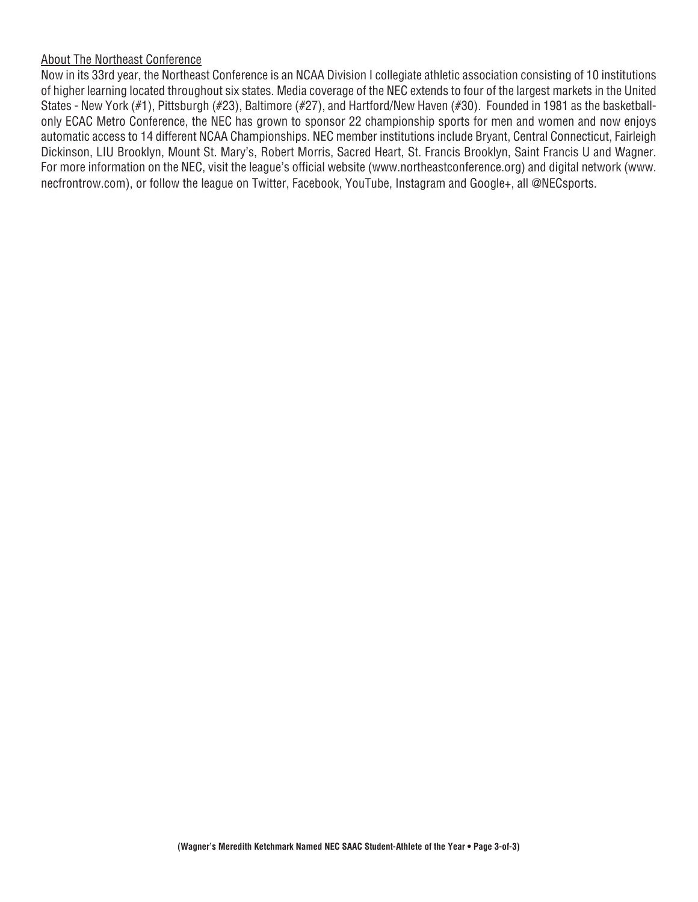About The Northeast Conference

Now in its 33rd year, the Northeast Conference is an NCAA Division I collegiate athletic association consisting of 10 institutions of higher learning located throughout six states. Media coverage of the NEC extends to four of the largest markets in the United States - New York (#1), Pittsburgh (#23), Baltimore (#27), and Hartford/New Haven (#30). Founded in 1981 as the basketball-only ECAC Metro Conference, the NEC has grown to sponsor 22 championship sports for men and women and now enjoys automatic access to 14 different NCAA Championships. NEC member institutions include Bryant, Central Connecticut, Fairleigh Dickinson, LIU Brooklyn, Mount St. Mary's, Robert Morris, Sacred Heart, St. Francis Brooklyn, Saint Francis U and Wagner. For more information on the NEC, visit the league's official website (www.northeastconference.org) and digital network (www.necfrontrow.com), or follow the league on Twitter, Facebook, YouTube, Instagram and Google+, all @NECsports.